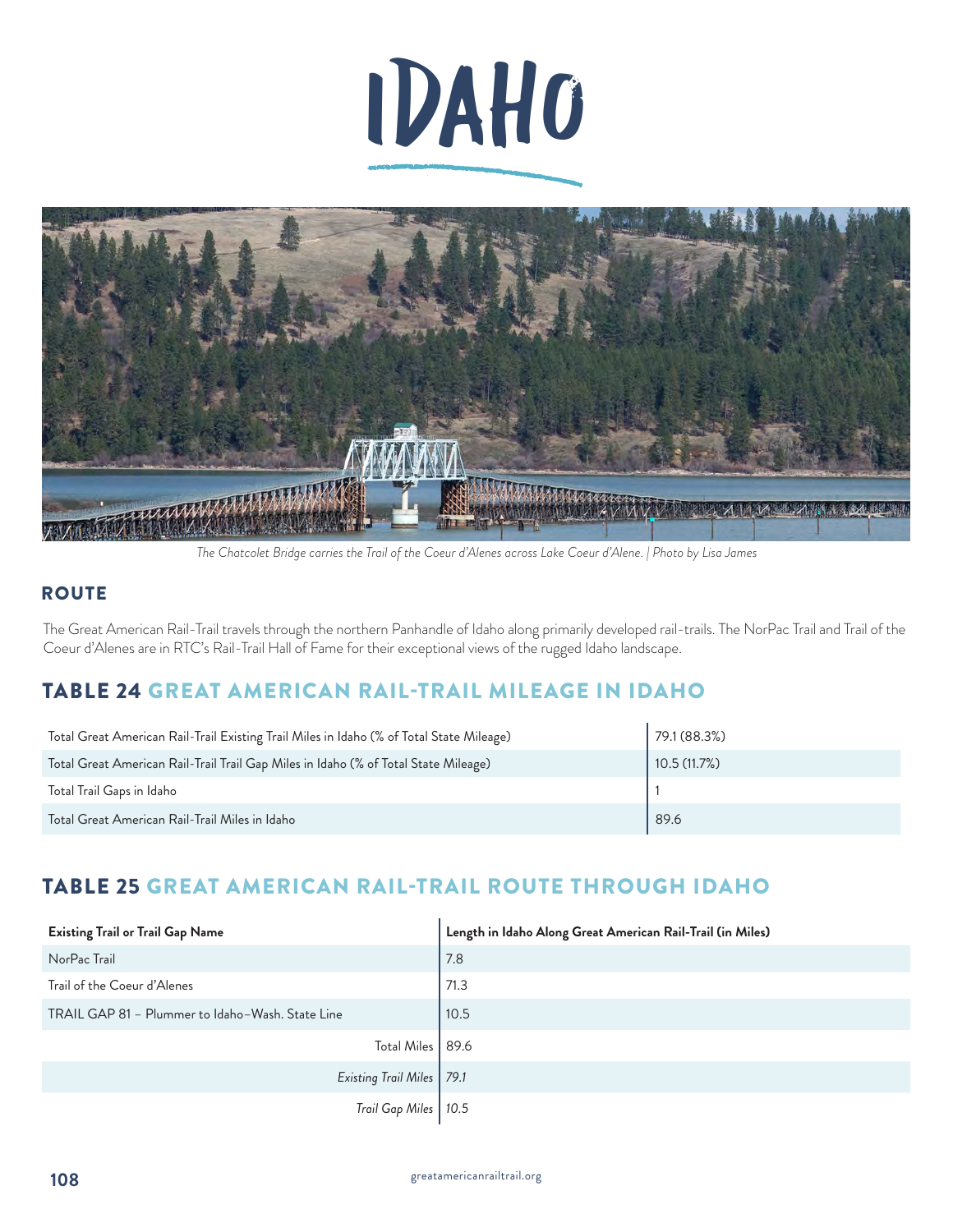# IDAHO

*The Chatcolet Bridge carries the Trail of the Coeur d'Alenes across Lake Coeur d'Alene. | Photo by Lisa James*

## ROUTE

The Great American Rail-Trail travels through the northern Panhandle of Idaho along primarily developed rail-trails. The NorPac Trail and Trail of the Coeur d'Alenes are in RTC's Rail-Trail Hall of Fame for their exceptional views of the rugged Idaho landscape.

## TABLE 24 GREAT AMERICAN RAIL-TRAIL MILEAGE IN IDAHO

| | |
|---|---|
| Total Great American Rail-Trail Existing Trail Miles in Idaho (% of Total State Mileage) | 79.1 (88.3%) |
| Total Great American Rail-Trail Trail Gap Miles in Idaho (% of Total State Mileage) | 10.5 (11.7%) |
| Total Trail Gaps in Idaho | 1 |
| Total Great American Rail-Trail Miles in Idaho | 89.6 |

## TABLE 25 GREAT AMERICAN RAIL-TRAIL ROUTE THROUGH IDAHO

| Existing Trail or Trail Gap Name | Length in Idaho Along Great American Rail-Trail (in Miles) |
|---|---|
| NorPac Trail | 7.8 |
| Trail of the Coeur d'Alenes | 71.3 |
| TRAIL GAP 81 – Plummer to Idaho–Wash. State Line | 10.5 |
| Total Miles | 89.6 |
| *Existing Trail Miles* | *79.1* |
| *Trail Gap Miles* | *10.5* |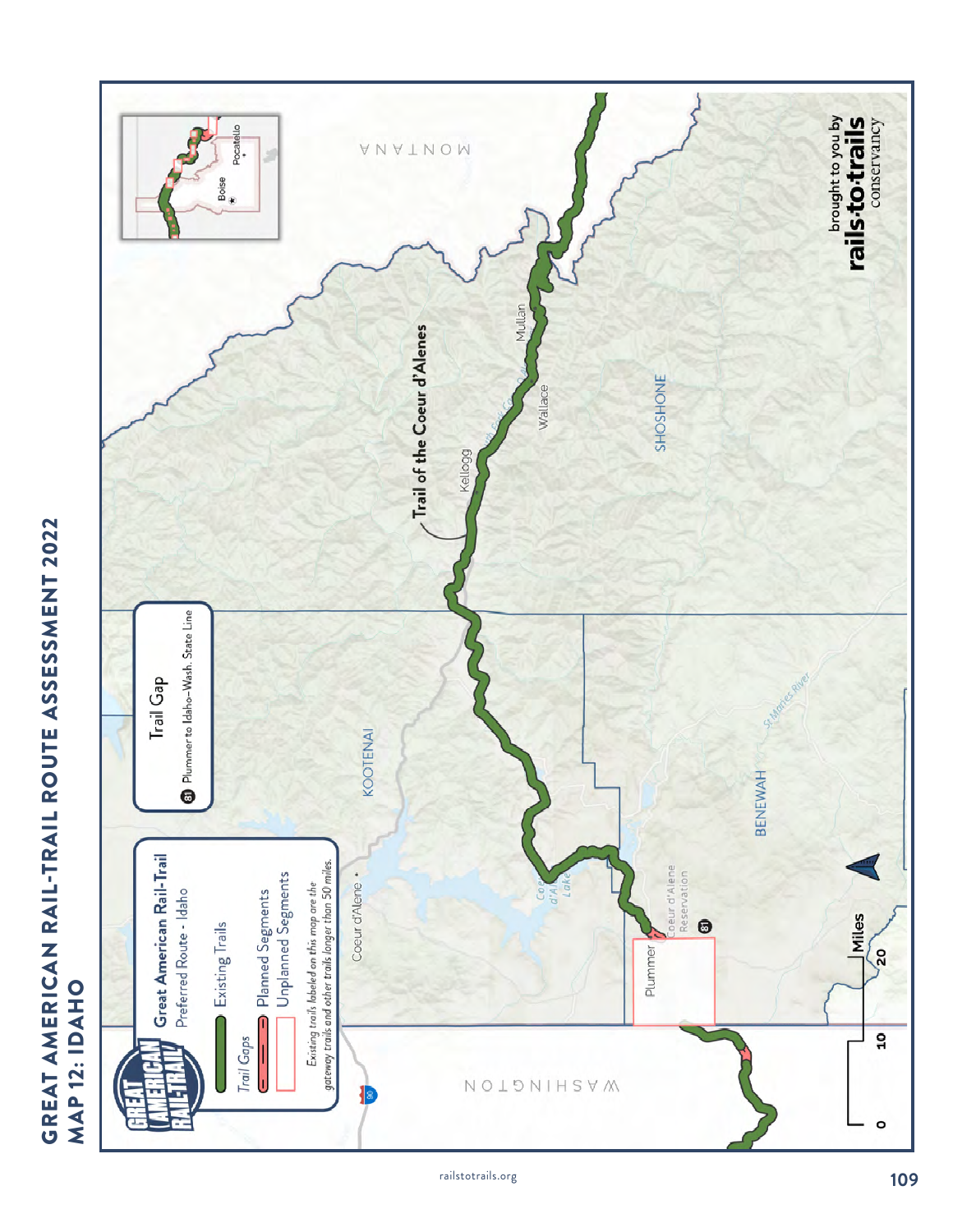# GREAT AMERICAN RAIL-TRAIL ROUTE ASSESSMENT 2022

## MAP 12: IDAHO

**Great American Rail-Trail**
Preferred Route - Idaho

- Existing Trails
- *Trail Gaps*
- Planned Segments
- Unplanned Segments

*Existing trails labeled on this map are the gateway trails and other trails longer than 50 miles.*

**Trail Gap**

81 Plummer to Idaho–Wash. State Line

Trail of the Coeur d'Alenes

Coeur d'Alene · Kellogg · Wallace · Mullan · Plummer · Coeur d'Alene Reservation · Coeur d'Alene Lake · St. Maries River

KOOTENAI · SHOSHONE · BENEWAH · WASHINGTON · MONTANA

Boise · Pocatello

Miles: 0 · 10 · 20

brought to you by rails·to·trails conservancy

railstotrails.org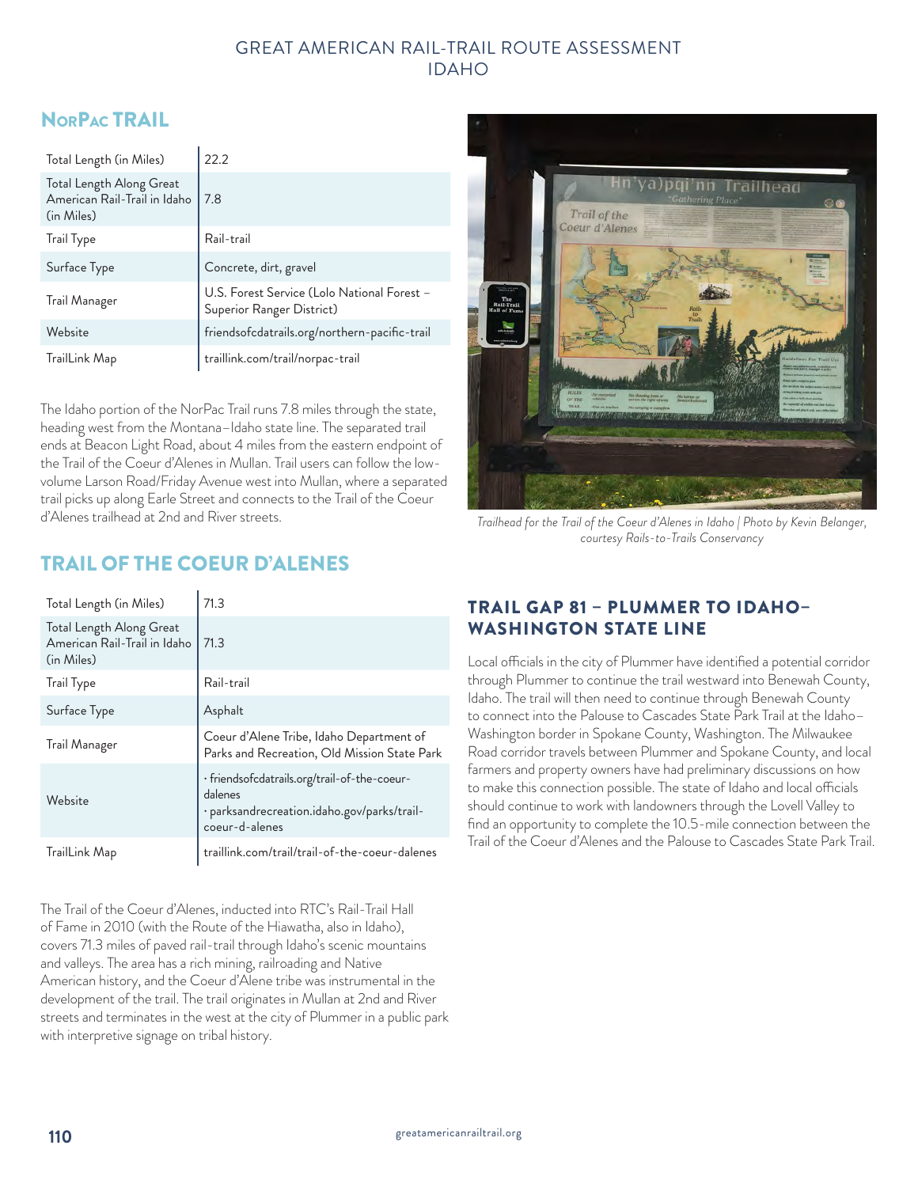## NorPac TRAIL

| | |
|---|---|
| Total Length (in Miles) | 22.2 |
| Total Length Along Great American Rail-Trail in Idaho (in Miles) | 7.8 |
| Trail Type | Rail-trail |
| Surface Type | Concrete, dirt, gravel |
| Trail Manager | U.S. Forest Service (Lolo National Forest – Superior Ranger District) |
| Website | friendsofcdatrails.org/northern-pacific-trail |
| TrailLink Map | traillink.com/trail/norpac-trail |

The Idaho portion of the NorPac Trail runs 7.8 miles through the state, heading west from the Montana–Idaho state line. The separated trail ends at Beacon Light Road, about 4 miles from the eastern endpoint of the Trail of the Coeur d'Alenes in Mullan. Trail users can follow the low-volume Larson Road/Friday Avenue west into Mullan, where a separated trail picks up along Earle Street and connects to the Trail of the Coeur d'Alenes trailhead at 2nd and River streets.

## TRAIL OF THE COEUR D'ALENES

| | |
|---|---|
| Total Length (in Miles) | 71.3 |
| Total Length Along Great American Rail-Trail in Idaho (in Miles) | 71.3 |
| Trail Type | Rail-trail |
| Surface Type | Asphalt |
| Trail Manager | Coeur d'Alene Tribe, Idaho Department of Parks and Recreation, Old Mission State Park |
| Website | · friendsofcdatrails.org/trail-of-the-coeur-dalenes<br>· parksandrecreation.idaho.gov/parks/trail-coeur-d-alenes |
| TrailLink Map | traillink.com/trail/trail-of-the-coeur-dalenes |

The Trail of the Coeur d'Alenes, inducted into RTC's Rail-Trail Hall of Fame in 2010 (with the Route of the Hiawatha, also in Idaho), covers 71.3 miles of paved rail-trail through Idaho's scenic mountains and valleys. The area has a rich mining, railroading and Native American history, and the Coeur d'Alene tribe was instrumental in the development of the trail. The trail originates in Mullan at 2nd and River streets and terminates in the west at the city of Plummer in a public park with interpretive signage on tribal history.

*Trailhead for the Trail of the Coeur d'Alenes in Idaho | Photo by Kevin Belanger, courtesy Rails-to-Trails Conservancy*

### TRAIL GAP 81 – PLUMMER TO IDAHO–WASHINGTON STATE LINE

Local officials in the city of Plummer have identified a potential corridor through Plummer to continue the trail westward into Benewah County, Idaho. The trail will then need to continue through Benewah County to connect into the Palouse to Cascades State Park Trail at the Idaho–Washington border in Spokane County, Washington. The Milwaukee Road corridor travels between Plummer and Spokane County, and local farmers and property owners have had preliminary discussions on how to make this connection possible. The state of Idaho and local officials should continue to work with landowners through the Lovell Valley to find an opportunity to complete the 10.5-mile connection between the Trail of the Coeur d'Alenes and the Palouse to Cascades State Park Trail.